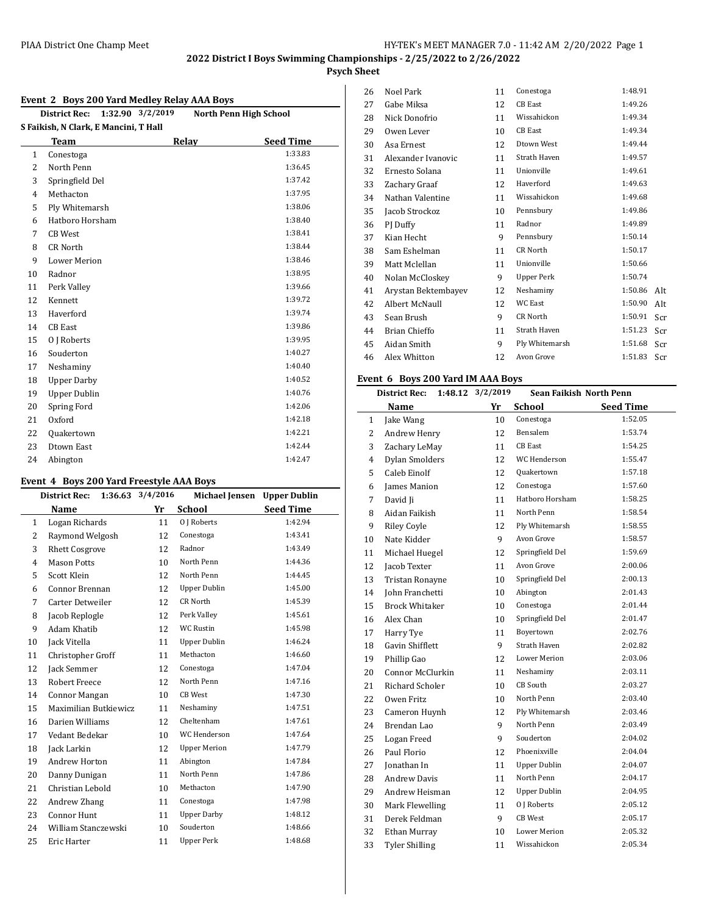## 2022 District I Boys Swimming Championships - 2/25/2022 to 2/26/2022

### Psych Sheet

#### Event 2 Boys 200 Yard Medley Relay AAA Boys

**District Rec: 1:32.90 3/2/2019 North Penn High School**
**S Faikish, N Clark, E Mancini, T Hall**

| | Team | Relay | Seed Time |
|---|---|---|---|
| 1 | Conestoga | | 1:33.83 |
| 2 | North Penn | | 1:36.45 |
| 3 | Springfield Del | | 1:37.42 |
| 4 | Methacton | | 1:37.95 |
| 5 | Ply Whitemarsh | | 1:38.06 |
| 6 | Hatboro Horsham | | 1:38.40 |
| 7 | CB West | | 1:38.41 |
| 8 | CR North | | 1:38.44 |
| 9 | Lower Merion | | 1:38.46 |
| 10 | Radnor | | 1:38.95 |
| 11 | Perk Valley | | 1:39.66 |
| 12 | Kennett | | 1:39.72 |
| 13 | Haverford | | 1:39.74 |
| 14 | CB East | | 1:39.86 |
| 15 | O J Roberts | | 1:39.95 |
| 16 | Souderton | | 1:40.27 |
| 17 | Neshaminy | | 1:40.40 |
| 18 | Upper Darby | | 1:40.52 |
| 19 | Upper Dublin | | 1:40.76 |
| 20 | Spring Ford | | 1:42.06 |
| 21 | Oxford | | 1:42.18 |
| 22 | Quakertown | | 1:42.21 |
| 23 | Dtown East | | 1:42.44 |
| 24 | Abington | | 1:42.47 |

#### Event 4 Boys 200 Yard Freestyle AAA Boys

**District Rec: 1:36.63 3/4/2016 Michael Jensen Upper Dublin**

| | Name | Yr | School | Seed Time | |
|---|---|---|---|---|---|
| 1 | Logan Richards | 11 | O J Roberts | 1:42.94 | |
| 2 | Raymond Welgosh | 12 | Conestoga | 1:43.41 | |
| 3 | Rhett Cosgrove | 12 | Radnor | 1:43.49 | |
| 4 | Mason Potts | 10 | North Penn | 1:44.36 | |
| 5 | Scott Klein | 12 | North Penn | 1:44.45 | |
| 6 | Connor Brennan | 12 | Upper Dublin | 1:45.00 | |
| 7 | Carter Detweiler | 12 | CR North | 1:45.39 | |
| 8 | Jacob Replogle | 12 | Perk Valley | 1:45.61 | |
| 9 | Adam Khatib | 12 | WC Rustin | 1:45.98 | |
| 10 | Jack Vitella | 11 | Upper Dublin | 1:46.24 | |
| 11 | Christopher Groff | 11 | Methacton | 1:46.60 | |
| 12 | Jack Semmer | 12 | Conestoga | 1:47.04 | |
| 13 | Robert Freece | 12 | North Penn | 1:47.16 | |
| 14 | Connor Mangan | 10 | CB West | 1:47.30 | |
| 15 | Maximilian Butkiewicz | 11 | Neshaminy | 1:47.51 | |
| 16 | Darien Williams | 12 | Cheltenham | 1:47.61 | |
| 17 | Vedant Bedekar | 10 | WC Henderson | 1:47.64 | |
| 18 | Jack Larkin | 12 | Upper Merion | 1:47.79 | |
| 19 | Andrew Horton | 11 | Abington | 1:47.84 | |
| 20 | Danny Dunigan | 11 | North Penn | 1:47.86 | |
| 21 | Christian Lebold | 10 | Methacton | 1:47.90 | |
| 22 | Andrew Zhang | 11 | Conestoga | 1:47.98 | |
| 23 | Connor Hunt | 11 | Upper Darby | 1:48.12 | |
| 24 | William Stanczewski | 10 | Souderton | 1:48.66 | |
| 25 | Eric Harter | 11 | Upper Perk | 1:48.68 | |
| 26 | Noel Park | 11 | Conestoga | 1:48.91 | |
| 27 | Gabe Miksa | 12 | CB East | 1:49.26 | |
| 28 | Nick Donofrio | 11 | Wissahickon | 1:49.34 | |
| 29 | Owen Lever | 10 | CB East | 1:49.34 | |
| 30 | Asa Ernest | 12 | Dtown West | 1:49.44 | |
| 31 | Alexander Ivanovic | 11 | Strath Haven | 1:49.57 | |
| 32 | Ernesto Solana | 11 | Unionville | 1:49.61 | |
| 33 | Zachary Graaf | 12 | Haverford | 1:49.63 | |
| 34 | Nathan Valentine | 11 | Wissahickon | 1:49.68 | |
| 35 | Jacob Strockoz | 10 | Pennsbury | 1:49.86 | |
| 36 | PJ Duffy | 11 | Radnor | 1:49.89 | |
| 37 | Kian Hecht | 9 | Pennsbury | 1:50.14 | |
| 38 | Sam Eshelman | 11 | CR North | 1:50.17 | |
| 39 | Matt Mclellan | 11 | Unionville | 1:50.66 | |
| 40 | Nolan McCloskey | 9 | Upper Perk | 1:50.74 | |
| 41 | Arystan Bektembayev | 12 | Neshaminy | 1:50.86 | Alt |
| 42 | Albert McNaull | 12 | WC East | 1:50.90 | Alt |
| 43 | Sean Brush | 9 | CR North | 1:50.91 | Scr |
| 44 | Brian Chieffo | 11 | Strath Haven | 1:51.23 | Scr |
| 45 | Aidan Smith | 9 | Ply Whitemarsh | 1:51.68 | Scr |
| 46 | Alex Whitton | 12 | Avon Grove | 1:51.83 | Scr |

#### Event 6 Boys 200 Yard IM AAA Boys

**District Rec: 1:48.12 3/2/2019 Sean Faikish North Penn**

| | Name | Yr | School | Seed Time |
|---|---|---|---|---|
| 1 | Jake Wang | 10 | Conestoga | 1:52.05 |
| 2 | Andrew Henry | 12 | Bensalem | 1:53.74 |
| 3 | Zachary LeMay | 11 | CB East | 1:54.25 |
| 4 | Dylan Smolders | 12 | WC Henderson | 1:55.47 |
| 5 | Caleb Einolf | 12 | Quakertown | 1:57.18 |
| 6 | James Manion | 12 | Conestoga | 1:57.60 |
| 7 | David Ji | 11 | Hatboro Horsham | 1:58.25 |
| 8 | Aidan Faikish | 11 | North Penn | 1:58.54 |
| 9 | Riley Coyle | 12 | Ply Whitemarsh | 1:58.55 |
| 10 | Nate Kidder | 9 | Avon Grove | 1:58.57 |
| 11 | Michael Huegel | 12 | Springfield Del | 1:59.69 |
| 12 | Jacob Texter | 11 | Avon Grove | 2:00.06 |
| 13 | Tristan Ronayne | 10 | Springfield Del | 2:00.13 |
| 14 | John Franchetti | 10 | Abington | 2:01.43 |
| 15 | Brock Whitaker | 10 | Conestoga | 2:01.44 |
| 16 | Alex Chan | 10 | Springfield Del | 2:01.47 |
| 17 | Harry Tye | 11 | Boyertown | 2:02.76 |
| 18 | Gavin Shifflett | 9 | Strath Haven | 2:02.82 |
| 19 | Phillip Gao | 12 | Lower Merion | 2:03.06 |
| 20 | Connor McClurkin | 11 | Neshaminy | 2:03.11 |
| 21 | Richard Scholer | 10 | CB South | 2:03.27 |
| 22 | Owen Fritz | 10 | North Penn | 2:03.40 |
| 23 | Cameron Huynh | 12 | Ply Whitemarsh | 2:03.46 |
| 24 | Brendan Lao | 9 | North Penn | 2:03.49 |
| 25 | Logan Freed | 9 | Souderton | 2:04.02 |
| 26 | Paul Florio | 12 | Phoenixville | 2:04.04 |
| 27 | Jonathan In | 11 | Upper Dublin | 2:04.07 |
| 28 | Andrew Davis | 11 | North Penn | 2:04.17 |
| 29 | Andrew Heisman | 12 | Upper Dublin | 2:04.95 |
| 30 | Mark Flewelling | 11 | O J Roberts | 2:05.12 |
| 31 | Derek Feldman | 9 | CB West | 2:05.17 |
| 32 | Ethan Murray | 10 | Lower Merion | 2:05.32 |
| 33 | Tyler Shilling | 11 | Wissahickon | 2:05.34 |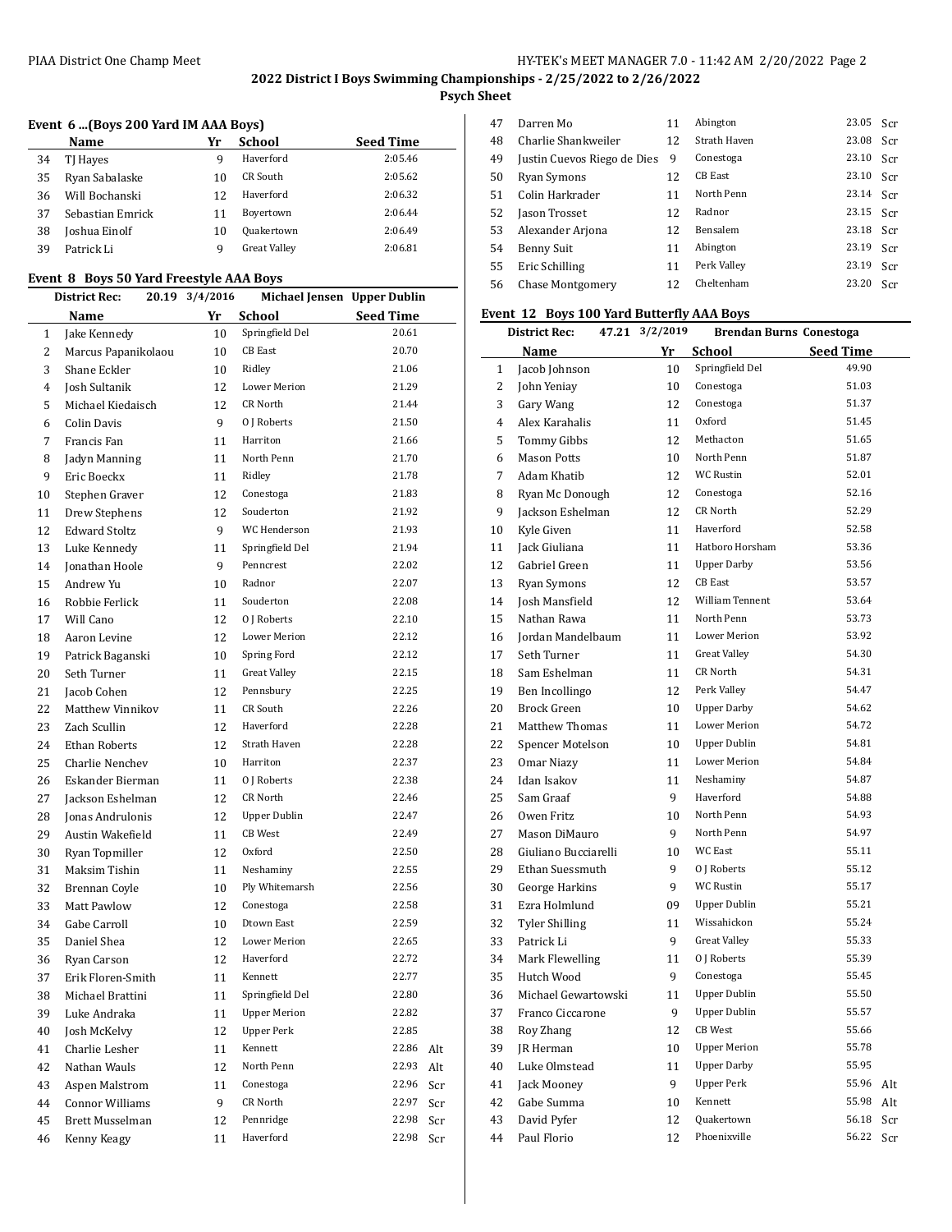## 2022 District I Boys Swimming Championships - 2/25/2022 to 2/26/2022

**Psych Sheet**

### Event 6 ...(Boys 200 Yard IM AAA Boys)

| | Name | Yr | School | Seed Time | |
|---|---|---|---|---|---|
| 34 | TJ Hayes | 9 | Haverford | 2:05.46 | |
| 35 | Ryan Sabalaske | 10 | CR South | 2:05.62 | |
| 36 | Will Bochanski | 12 | Haverford | 2:06.32 | |
| 37 | Sebastian Emrick | 11 | Boyertown | 2:06.44 | |
| 38 | Joshua Einolf | 10 | Quakertown | 2:06.49 | |
| 39 | Patrick Li | 9 | Great Valley | 2:06.81 | |

### Event 8 Boys 50 Yard Freestyle AAA Boys

District Rec: 20.19 3/4/2016 Michael Jensen Upper Dublin

| | Name | Yr | School | Seed Time | |
|---|---|---|---|---|---|
| 1 | Jake Kennedy | 10 | Springfield Del | 20.61 | |
| 2 | Marcus Papanikolaou | 10 | CB East | 20.70 | |
| 3 | Shane Eckler | 10 | Ridley | 21.06 | |
| 4 | Josh Sultanik | 12 | Lower Merion | 21.29 | |
| 5 | Michael Kiedaisch | 12 | CR North | 21.44 | |
| 6 | Colin Davis | 9 | O J Roberts | 21.50 | |
| 7 | Francis Fan | 11 | Harriton | 21.66 | |
| 8 | Jadyn Manning | 11 | North Penn | 21.70 | |
| 9 | Eric Boeckx | 11 | Ridley | 21.78 | |
| 10 | Stephen Graver | 12 | Conestoga | 21.83 | |
| 11 | Drew Stephens | 12 | Souderton | 21.92 | |
| 12 | Edward Stoltz | 9 | WC Henderson | 21.93 | |
| 13 | Luke Kennedy | 11 | Springfield Del | 21.94 | |
| 14 | Jonathan Hoole | 9 | Penncrest | 22.02 | |
| 15 | Andrew Yu | 10 | Radnor | 22.07 | |
| 16 | Robbie Ferlick | 11 | Souderton | 22.08 | |
| 17 | Will Cano | 12 | O J Roberts | 22.10 | |
| 18 | Aaron Levine | 12 | Lower Merion | 22.12 | |
| 19 | Patrick Baganski | 10 | Spring Ford | 22.12 | |
| 20 | Seth Turner | 11 | Great Valley | 22.15 | |
| 21 | Jacob Cohen | 12 | Pennsbury | 22.25 | |
| 22 | Matthew Vinnikov | 11 | CR South | 22.26 | |
| 23 | Zach Scullin | 12 | Haverford | 22.28 | |
| 24 | Ethan Roberts | 12 | Strath Haven | 22.28 | |
| 25 | Charlie Nenchev | 10 | Harriton | 22.37 | |
| 26 | Eskander Bierman | 11 | O J Roberts | 22.38 | |
| 27 | Jackson Eshelman | 12 | CR North | 22.46 | |
| 28 | Jonas Andrulonis | 12 | Upper Dublin | 22.47 | |
| 29 | Austin Wakefield | 11 | CB West | 22.49 | |
| 30 | Ryan Topmiller | 12 | Oxford | 22.50 | |
| 31 | Maksim Tishin | 11 | Neshaminy | 22.55 | |
| 32 | Brennan Coyle | 10 | Ply Whitemarsh | 22.56 | |
| 33 | Matt Pawlow | 12 | Conestoga | 22.58 | |
| 34 | Gabe Carroll | 10 | Dtown East | 22.59 | |
| 35 | Daniel Shea | 12 | Lower Merion | 22.65 | |
| 36 | Ryan Carson | 12 | Haverford | 22.72 | |
| 37 | Erik Floren-Smith | 11 | Kennett | 22.77 | |
| 38 | Michael Brattini | 11 | Springfield Del | 22.80 | |
| 39 | Luke Andraka | 11 | Upper Merion | 22.82 | |
| 40 | Josh McKelvy | 12 | Upper Perk | 22.85 | |
| 41 | Charlie Lesher | 11 | Kennett | 22.86 | Alt |
| 42 | Nathan Wauls | 12 | North Penn | 22.93 | Alt |
| 43 | Aspen Malstrom | 11 | Conestoga | 22.96 | Scr |
| 44 | Connor Williams | 9 | CR North | 22.97 | Scr |
| 45 | Brett Musselman | 12 | Pennridge | 22.98 | Scr |
| 46 | Kenny Keagy | 11 | Haverford | 22.98 | Scr |
| 47 | Darren Mo | 11 | Abington | 23.05 | Scr |
| 48 | Charlie Shankweiler | 12 | Strath Haven | 23.08 | Scr |
| 49 | Justin Cuevos Riego de Dies | 9 | Conestoga | 23.10 | Scr |
| 50 | Ryan Symons | 12 | CB East | 23.10 | Scr |
| 51 | Colin Harkrader | 11 | North Penn | 23.14 | Scr |
| 52 | Jason Trosset | 12 | Radnor | 23.15 | Scr |
| 53 | Alexander Arjona | 12 | Bensalem | 23.18 | Scr |
| 54 | Benny Suit | 11 | Abington | 23.19 | Scr |
| 55 | Eric Schilling | 11 | Perk Valley | 23.19 | Scr |
| 56 | Chase Montgomery | 12 | Cheltenham | 23.20 | Scr |

### Event 12 Boys 100 Yard Butterfly AAA Boys

District Rec: 47.21 3/2/2019 Brendan Burns Conestoga

| | Name | Yr | School | Seed Time | |
|---|---|---|---|---|---|
| 1 | Jacob Johnson | 10 | Springfield Del | 49.90 | |
| 2 | John Yeniay | 10 | Conestoga | 51.03 | |
| 3 | Gary Wang | 12 | Conestoga | 51.37 | |
| 4 | Alex Karahalis | 11 | Oxford | 51.45 | |
| 5 | Tommy Gibbs | 12 | Methacton | 51.65 | |
| 6 | Mason Potts | 10 | North Penn | 51.87 | |
| 7 | Adam Khatib | 12 | WC Rustin | 52.01 | |
| 8 | Ryan Mc Donough | 12 | Conestoga | 52.16 | |
| 9 | Jackson Eshelman | 12 | CR North | 52.29 | |
| 10 | Kyle Given | 11 | Haverford | 52.58 | |
| 11 | Jack Giuliana | 11 | Hatboro Horsham | 53.36 | |
| 12 | Gabriel Green | 11 | Upper Darby | 53.56 | |
| 13 | Ryan Symons | 12 | CB East | 53.57 | |
| 14 | Josh Mansfield | 12 | William Tennent | 53.64 | |
| 15 | Nathan Rawa | 11 | North Penn | 53.73 | |
| 16 | Jordan Mandelbaum | 11 | Lower Merion | 53.92 | |
| 17 | Seth Turner | 11 | Great Valley | 54.30 | |
| 18 | Sam Eshelman | 11 | CR North | 54.31 | |
| 19 | Ben Incollingo | 12 | Perk Valley | 54.47 | |
| 20 | Brock Green | 10 | Upper Darby | 54.62 | |
| 21 | Matthew Thomas | 11 | Lower Merion | 54.72 | |
| 22 | Spencer Motelson | 10 | Upper Dublin | 54.81 | |
| 23 | Omar Niazy | 11 | Lower Merion | 54.84 | |
| 24 | Idan Isakov | 11 | Neshaminy | 54.87 | |
| 25 | Sam Graaf | 9 | Haverford | 54.88 | |
| 26 | Owen Fritz | 10 | North Penn | 54.93 | |
| 27 | Mason DiMauro | 9 | North Penn | 54.97 | |
| 28 | Giuliano Bucciarelli | 10 | WC East | 55.11 | |
| 29 | Ethan Suessmuth | 9 | O J Roberts | 55.12 | |
| 30 | George Harkins | 9 | WC Rustin | 55.17 | |
| 31 | Ezra Holmlund | 09 | Upper Dublin | 55.21 | |
| 32 | Tyler Shilling | 11 | Wissahickon | 55.24 | |
| 33 | Patrick Li | 9 | Great Valley | 55.33 | |
| 34 | Mark Flewelling | 11 | O J Roberts | 55.39 | |
| 35 | Hutch Wood | 9 | Conestoga | 55.45 | |
| 36 | Michael Gewartowski | 11 | Upper Dublin | 55.50 | |
| 37 | Franco Ciccarone | 9 | Upper Dublin | 55.57 | |
| 38 | Roy Zhang | 12 | CB West | 55.66 | |
| 39 | JR Herman | 10 | Upper Merion | 55.78 | |
| 40 | Luke Olmstead | 11 | Upper Darby | 55.95 | |
| 41 | Jack Mooney | 9 | Upper Perk | 55.96 | Alt |
| 42 | Gabe Summa | 10 | Kennett | 55.98 | Alt |
| 43 | David Pyfer | 12 | Quakertown | 56.18 | Scr |
| 44 | Paul Florio | 12 | Phoenixville | 56.22 | Scr |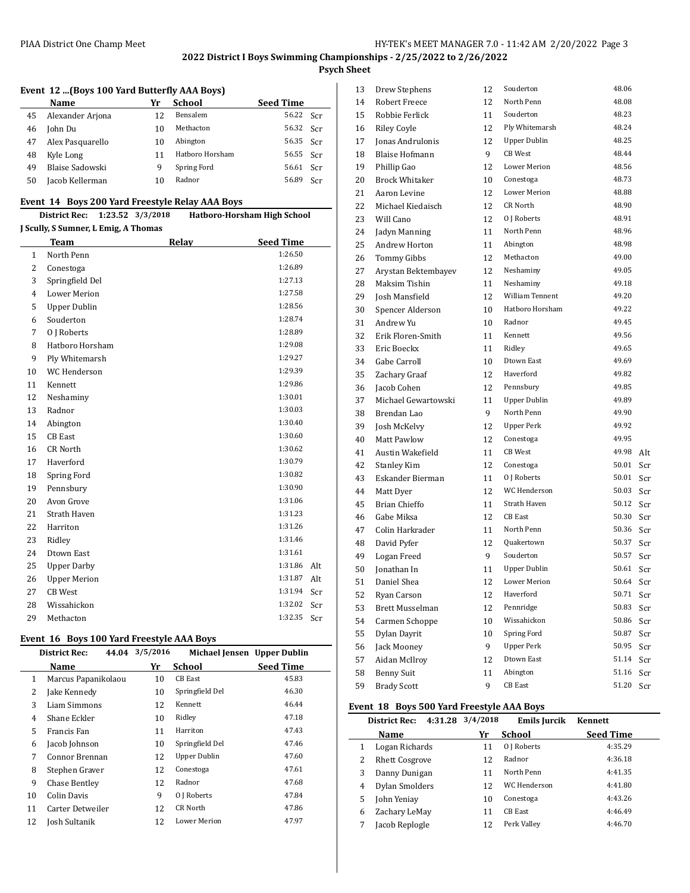## 2022 District I Boys Swimming Championships - 2/25/2022 to 2/26/2022

**Psych Sheet**

### Event 12 ...(Boys 100 Yard Butterfly AAA Boys)

| | Name | Yr | School | Seed Time | |
|---|---|---|---|---|---|
| 45 | Alexander Arjona | 12 | Bensalem | 56.22 | Scr |
| 46 | John Du | 10 | Methacton | 56.32 | Scr |
| 47 | Alex Pasquarello | 10 | Abington | 56.35 | Scr |
| 48 | Kyle Long | 11 | Hatboro Horsham | 56.55 | Scr |
| 49 | Blaise Sadowski | 9 | Spring Ford | 56.61 | Scr |
| 50 | Jacob Kellerman | 10 | Radnor | 56.89 | Scr |

### Event 14 Boys 200 Yard Freestyle Relay AAA Boys

**District Rec: 1:23.52 3/3/2018 Hatboro-Horsham High School**
**J Scully, S Sumner, L Emig, A Thomas**

| | Team | Relay | Seed Time | |
|---|---|---|---|---|
| 1 | North Penn | | 1:26.50 | |
| 2 | Conestoga | | 1:26.89 | |
| 3 | Springfield Del | | 1:27.13 | |
| 4 | Lower Merion | | 1:27.58 | |
| 5 | Upper Dublin | | 1:28.56 | |
| 6 | Souderton | | 1:28.74 | |
| 7 | O J Roberts | | 1:28.89 | |
| 8 | Hatboro Horsham | | 1:29.08 | |
| 9 | Ply Whitemarsh | | 1:29.27 | |
| 10 | WC Henderson | | 1:29.39 | |
| 11 | Kennett | | 1:29.86 | |
| 12 | Neshaminy | | 1:30.01 | |
| 13 | Radnor | | 1:30.03 | |
| 14 | Abington | | 1:30.40 | |
| 15 | CB East | | 1:30.60 | |
| 16 | CR North | | 1:30.62 | |
| 17 | Haverford | | 1:30.79 | |
| 18 | Spring Ford | | 1:30.82 | |
| 19 | Pennsbury | | 1:30.90 | |
| 20 | Avon Grove | | 1:31.06 | |
| 21 | Strath Haven | | 1:31.23 | |
| 22 | Harriton | | 1:31.26 | |
| 23 | Ridley | | 1:31.46 | |
| 24 | Dtown East | | 1:31.61 | |
| 25 | Upper Darby | | 1:31.86 | Alt |
| 26 | Upper Merion | | 1:31.87 | Alt |
| 27 | CB West | | 1:31.94 | Scr |
| 28 | Wissahickon | | 1:32.02 | Scr |
| 29 | Methacton | | 1:32.35 | Scr |

### Event 16 Boys 100 Yard Freestyle AAA Boys

**District Rec: 44.04 3/5/2016 Michael Jensen Upper Dublin**

| | Name | Yr | School | Seed Time | |
|---|---|---|---|---|---|
| 1 | Marcus Papanikolaou | 10 | CB East | 45.83 | |
| 2 | Jake Kennedy | 10 | Springfield Del | 46.30 | |
| 3 | Liam Simmons | 12 | Kennett | 46.44 | |
| 4 | Shane Eckler | 10 | Ridley | 47.18 | |
| 5 | Francis Fan | 11 | Harriton | 47.43 | |
| 6 | Jacob Johnson | 10 | Springfield Del | 47.46 | |
| 7 | Connor Brennan | 12 | Upper Dublin | 47.60 | |
| 8 | Stephen Graver | 12 | Conestoga | 47.61 | |
| 9 | Chase Bentley | 12 | Radnor | 47.68 | |
| 10 | Colin Davis | 9 | O J Roberts | 47.84 | |
| 11 | Carter Detweiler | 12 | CR North | 47.86 | |
| 12 | Josh Sultanik | 12 | Lower Merion | 47.97 | |
| 13 | Drew Stephens | 12 | Souderton | 48.06 | |
| 14 | Robert Freece | 12 | North Penn | 48.08 | |
| 15 | Robbie Ferlick | 11 | Souderton | 48.23 | |
| 16 | Riley Coyle | 12 | Ply Whitemarsh | 48.24 | |
| 17 | Jonas Andrulonis | 12 | Upper Dublin | 48.25 | |
| 18 | Blaise Hofmann | 9 | CB West | 48.44 | |
| 19 | Phillip Gao | 12 | Lower Merion | 48.56 | |
| 20 | Brock Whitaker | 10 | Conestoga | 48.73 | |
| 21 | Aaron Levine | 12 | Lower Merion | 48.88 | |
| 22 | Michael Kiedaisch | 12 | CR North | 48.90 | |
| 23 | Will Cano | 12 | O J Roberts | 48.91 | |
| 24 | Jadyn Manning | 11 | North Penn | 48.96 | |
| 25 | Andrew Horton | 11 | Abington | 48.98 | |
| 26 | Tommy Gibbs | 12 | Methacton | 49.00 | |
| 27 | Arystan Bektembayev | 12 | Neshaminy | 49.05 | |
| 28 | Maksim Tishin | 11 | Neshaminy | 49.18 | |
| 29 | Josh Mansfield | 12 | William Tennent | 49.20 | |
| 30 | Spencer Alderson | 10 | Hatboro Horsham | 49.22 | |
| 31 | Andrew Yu | 10 | Radnor | 49.45 | |
| 32 | Erik Floren-Smith | 11 | Kennett | 49.56 | |
| 33 | Eric Boeckx | 11 | Ridley | 49.65 | |
| 34 | Gabe Carroll | 10 | Dtown East | 49.69 | |
| 35 | Zachary Graaf | 12 | Haverford | 49.82 | |
| 36 | Jacob Cohen | 12 | Pennsbury | 49.85 | |
| 37 | Michael Gewartowski | 11 | Upper Dublin | 49.89 | |
| 38 | Brendan Lao | 9 | North Penn | 49.90 | |
| 39 | Josh McKelvy | 12 | Upper Perk | 49.92 | |
| 40 | Matt Pawlow | 12 | Conestoga | 49.95 | |
| 41 | Austin Wakefield | 11 | CB West | 49.98 | Alt |
| 42 | Stanley Kim | 12 | Conestoga | 50.01 | Scr |
| 43 | Eskander Bierman | 11 | O J Roberts | 50.01 | Scr |
| 44 | Matt Dyer | 12 | WC Henderson | 50.03 | Scr |
| 45 | Brian Chieffo | 11 | Strath Haven | 50.12 | Scr |
| 46 | Gabe Miksa | 12 | CB East | 50.30 | Scr |
| 47 | Colin Harkrader | 11 | North Penn | 50.36 | Scr |
| 48 | David Pyfer | 12 | Quakertown | 50.37 | Scr |
| 49 | Logan Freed | 9 | Souderton | 50.57 | Scr |
| 50 | Jonathan In | 11 | Upper Dublin | 50.61 | Scr |
| 51 | Daniel Shea | 12 | Lower Merion | 50.64 | Scr |
| 52 | Ryan Carson | 12 | Haverford | 50.71 | Scr |
| 53 | Brett Musselman | 12 | Pennridge | 50.83 | Scr |
| 54 | Carmen Schoppe | 10 | Wissahickon | 50.86 | Scr |
| 55 | Dylan Dayrit | 10 | Spring Ford | 50.87 | Scr |
| 56 | Jack Mooney | 9 | Upper Perk | 50.95 | Scr |
| 57 | Aidan McIlroy | 12 | Dtown East | 51.14 | Scr |
| 58 | Benny Suit | 11 | Abington | 51.16 | Scr |
| 59 | Brady Scott | 9 | CB East | 51.20 | Scr |

### Event 18 Boys 500 Yard Freestyle AAA Boys

**District Rec: 4:31.28 3/4/2018 Emils Jurcik Kennett**

| | Name | Yr | School | Seed Time |
|---|---|---|---|---|
| 1 | Logan Richards | 11 | O J Roberts | 4:35.29 |
| 2 | Rhett Cosgrove | 12 | Radnor | 4:36.18 |
| 3 | Danny Dunigan | 11 | North Penn | 4:41.35 |
| 4 | Dylan Smolders | 12 | WC Henderson | 4:41.80 |
| 5 | John Yeniay | 10 | Conestoga | 4:43.26 |
| 6 | Zachary LeMay | 11 | CB East | 4:46.49 |
| 7 | Jacob Replogle | 12 | Perk Valley | 4:46.70 |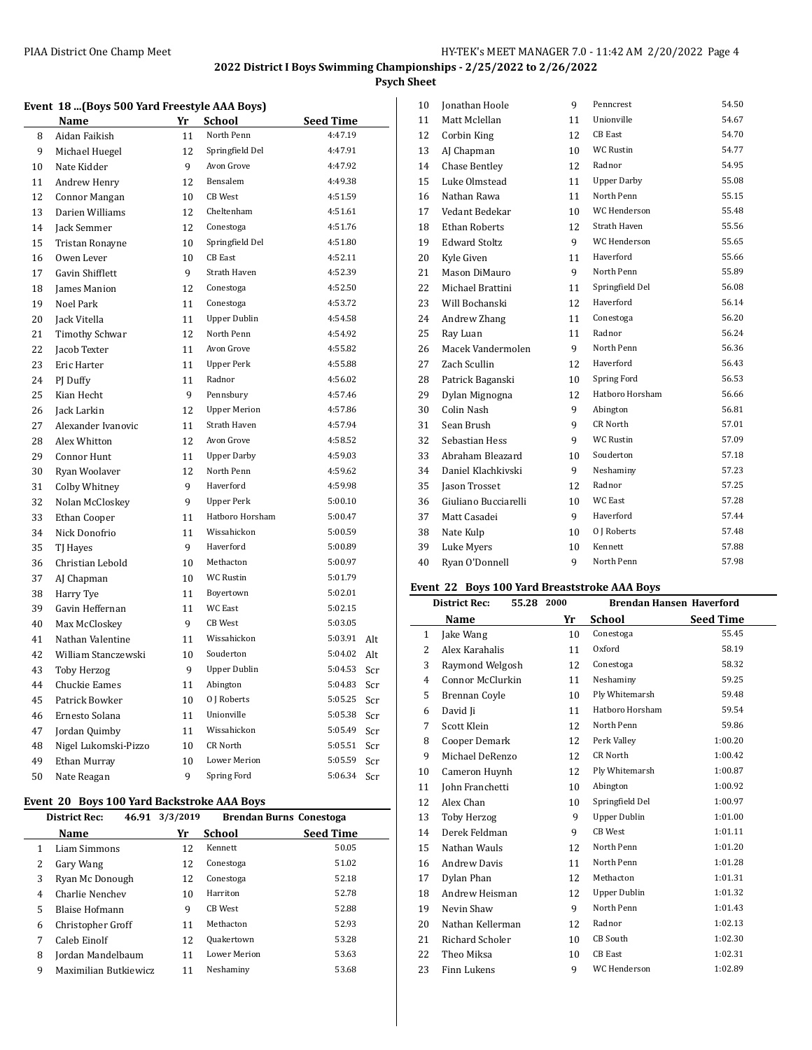# 2022 District I Boys Swimming Championships - 2/25/2022 to 2/26/2022

**Psych Sheet**

### Event 18 ...(Boys 500 Yard Freestyle AAA Boys)

| | Name | Yr | School | Seed Time | |
|---|---|---|---|---|---|
| 8 | Aidan Faikish | 11 | North Penn | 4:47.19 | |
| 9 | Michael Huegel | 12 | Springfield Del | 4:47.91 | |
| 10 | Nate Kidder | 9 | Avon Grove | 4:47.92 | |
| 11 | Andrew Henry | 12 | Bensalem | 4:49.38 | |
| 12 | Connor Mangan | 10 | CB West | 4:51.59 | |
| 13 | Darien Williams | 12 | Cheltenham | 4:51.61 | |
| 14 | Jack Semmer | 12 | Conestoga | 4:51.76 | |
| 15 | Tristan Ronayne | 10 | Springfield Del | 4:51.80 | |
| 16 | Owen Lever | 10 | CB East | 4:52.11 | |
| 17 | Gavin Shifflett | 9 | Strath Haven | 4:52.39 | |
| 18 | James Manion | 12 | Conestoga | 4:52.50 | |
| 19 | Noel Park | 11 | Conestoga | 4:53.72 | |
| 20 | Jack Vitella | 11 | Upper Dublin | 4:54.58 | |
| 21 | Timothy Schwar | 12 | North Penn | 4:54.92 | |
| 22 | Jacob Texter | 11 | Avon Grove | 4:55.82 | |
| 23 | Eric Harter | 11 | Upper Perk | 4:55.88 | |
| 24 | PJ Duffy | 11 | Radnor | 4:56.02 | |
| 25 | Kian Hecht | 9 | Pennsbury | 4:57.46 | |
| 26 | Jack Larkin | 12 | Upper Merion | 4:57.86 | |
| 27 | Alexander Ivanovic | 11 | Strath Haven | 4:57.94 | |
| 28 | Alex Whitton | 12 | Avon Grove | 4:58.52 | |
| 29 | Connor Hunt | 11 | Upper Darby | 4:59.03 | |
| 30 | Ryan Woolaver | 12 | North Penn | 4:59.62 | |
| 31 | Colby Whitney | 9 | Haverford | 4:59.98 | |
| 32 | Nolan McCloskey | 9 | Upper Perk | 5:00.10 | |
| 33 | Ethan Cooper | 11 | Hatboro Horsham | 5:00.47 | |
| 34 | Nick Donofrio | 11 | Wissahickon | 5:00.59 | |
| 35 | TJ Hayes | 9 | Haverford | 5:00.89 | |
| 36 | Christian Lebold | 10 | Methacton | 5:00.97 | |
| 37 | AJ Chapman | 10 | WC Rustin | 5:01.79 | |
| 38 | Harry Tye | 11 | Boyertown | 5:02.01 | |
| 39 | Gavin Heffernan | 11 | WC East | 5:02.15 | |
| 40 | Max McCloskey | 9 | CB West | 5:03.05 | |
| 41 | Nathan Valentine | 11 | Wissahickon | 5:03.91 | Alt |
| 42 | William Stanczewski | 10 | Souderton | 5:04.02 | Alt |
| 43 | Toby Herzog | 9 | Upper Dublin | 5:04.53 | Scr |
| 44 | Chuckie Eames | 11 | Abington | 5:04.83 | Scr |
| 45 | Patrick Bowker | 10 | O J Roberts | 5:05.25 | Scr |
| 46 | Ernesto Solana | 11 | Unionville | 5:05.38 | Scr |
| 47 | Jordan Quimby | 11 | Wissahickon | 5:05.49 | Scr |
| 48 | Nigel Lukomski-Pizzo | 10 | CR North | 5:05.51 | Scr |
| 49 | Ethan Murray | 10 | Lower Merion | 5:05.59 | Scr |
| 50 | Nate Reagan | 9 | Spring Ford | 5:06.34 | Scr |

### Event 20 Boys 100 Yard Backstroke AAA Boys

**District Rec:** 46.91 3/3/2019 Brendan Burns Conestoga

| | Name | Yr | School | Seed Time |
|---|---|---|---|---|
| 1 | Liam Simmons | 12 | Kennett | 50.05 |
| 2 | Gary Wang | 12 | Conestoga | 51.02 |
| 3 | Ryan Mc Donough | 12 | Conestoga | 52.18 |
| 4 | Charlie Nenchev | 10 | Harriton | 52.78 |
| 5 | Blaise Hofmann | 9 | CB West | 52.88 |
| 6 | Christopher Groff | 11 | Methacton | 52.93 |
| 7 | Caleb Einolf | 12 | Quakertown | 53.28 |
| 8 | Jordan Mandelbaum | 11 | Lower Merion | 53.63 |
| 9 | Maximilian Butkiewicz | 11 | Neshaminy | 53.68 |
| 10 | Jonathan Hoole | 9 | Penncrest | 54.50 |
| 11 | Matt Mclellan | 11 | Unionville | 54.67 |
| 12 | Corbin King | 12 | CB East | 54.70 |
| 13 | AJ Chapman | 10 | WC Rustin | 54.77 |
| 14 | Chase Bentley | 12 | Radnor | 54.95 |
| 15 | Luke Olmstead | 11 | Upper Darby | 55.08 |
| 16 | Nathan Rawa | 11 | North Penn | 55.15 |
| 17 | Vedant Bedekar | 10 | WC Henderson | 55.48 |
| 18 | Ethan Roberts | 12 | Strath Haven | 55.56 |
| 19 | Edward Stoltz | 9 | WC Henderson | 55.65 |
| 20 | Kyle Given | 11 | Haverford | 55.66 |
| 21 | Mason DiMauro | 9 | North Penn | 55.89 |
| 22 | Michael Brattini | 11 | Springfield Del | 56.08 |
| 23 | Will Bochanski | 12 | Haverford | 56.14 |
| 24 | Andrew Zhang | 11 | Conestoga | 56.20 |
| 25 | Ray Luan | 11 | Radnor | 56.24 |
| 26 | Macek Vandermolen | 9 | North Penn | 56.36 |
| 27 | Zach Scullin | 12 | Haverford | 56.43 |
| 28 | Patrick Baganski | 10 | Spring Ford | 56.53 |
| 29 | Dylan Mignogna | 12 | Hatboro Horsham | 56.66 |
| 30 | Colin Nash | 9 | Abington | 56.81 |
| 31 | Sean Brush | 9 | CR North | 57.01 |
| 32 | Sebastian Hess | 9 | WC Rustin | 57.09 |
| 33 | Abraham Bleazard | 10 | Souderton | 57.18 |
| 34 | Daniel Klachkivski | 9 | Neshaminy | 57.23 |
| 35 | Jason Trosset | 12 | Radnor | 57.25 |
| 36 | Giuliano Bucciarelli | 10 | WC East | 57.28 |
| 37 | Matt Casadei | 9 | Haverford | 57.44 |
| 38 | Nate Kulp | 10 | O J Roberts | 57.48 |
| 39 | Luke Myers | 10 | Kennett | 57.88 |
| 40 | Ryan O'Donnell | 9 | North Penn | 57.98 |

### Event 22 Boys 100 Yard Breaststroke AAA Boys

**District Rec:** 55.28 2000 Brendan Hansen Haverford

| | Name | Yr | School | Seed Time |
|---|---|---|---|---|
| 1 | Jake Wang | 10 | Conestoga | 55.45 |
| 2 | Alex Karahalis | 11 | Oxford | 58.19 |
| 3 | Raymond Welgosh | 12 | Conestoga | 58.32 |
| 4 | Connor McClurkin | 11 | Neshaminy | 59.25 |
| 5 | Brennan Coyle | 10 | Ply Whitemarsh | 59.48 |
| 6 | David Ji | 11 | Hatboro Horsham | 59.54 |
| 7 | Scott Klein | 12 | North Penn | 59.86 |
| 8 | Cooper Demark | 12 | Perk Valley | 1:00.20 |
| 9 | Michael DeRenzo | 12 | CR North | 1:00.42 |
| 10 | Cameron Huynh | 12 | Ply Whitemarsh | 1:00.87 |
| 11 | John Franchetti | 10 | Abington | 1:00.92 |
| 12 | Alex Chan | 10 | Springfield Del | 1:00.97 |
| 13 | Toby Herzog | 9 | Upper Dublin | 1:01.00 |
| 14 | Derek Feldman | 9 | CB West | 1:01.11 |
| 15 | Nathan Wauls | 12 | North Penn | 1:01.20 |
| 16 | Andrew Davis | 11 | North Penn | 1:01.28 |
| 17 | Dylan Phan | 12 | Methacton | 1:01.31 |
| 18 | Andrew Heisman | 12 | Upper Dublin | 1:01.32 |
| 19 | Nevin Shaw | 9 | North Penn | 1:01.43 |
| 20 | Nathan Kellerman | 12 | Radnor | 1:02.13 |
| 21 | Richard Scholer | 10 | CB South | 1:02.30 |
| 22 | Theo Miksa | 10 | CB East | 1:02.31 |
| 23 | Finn Lukens | 9 | WC Henderson | 1:02.89 |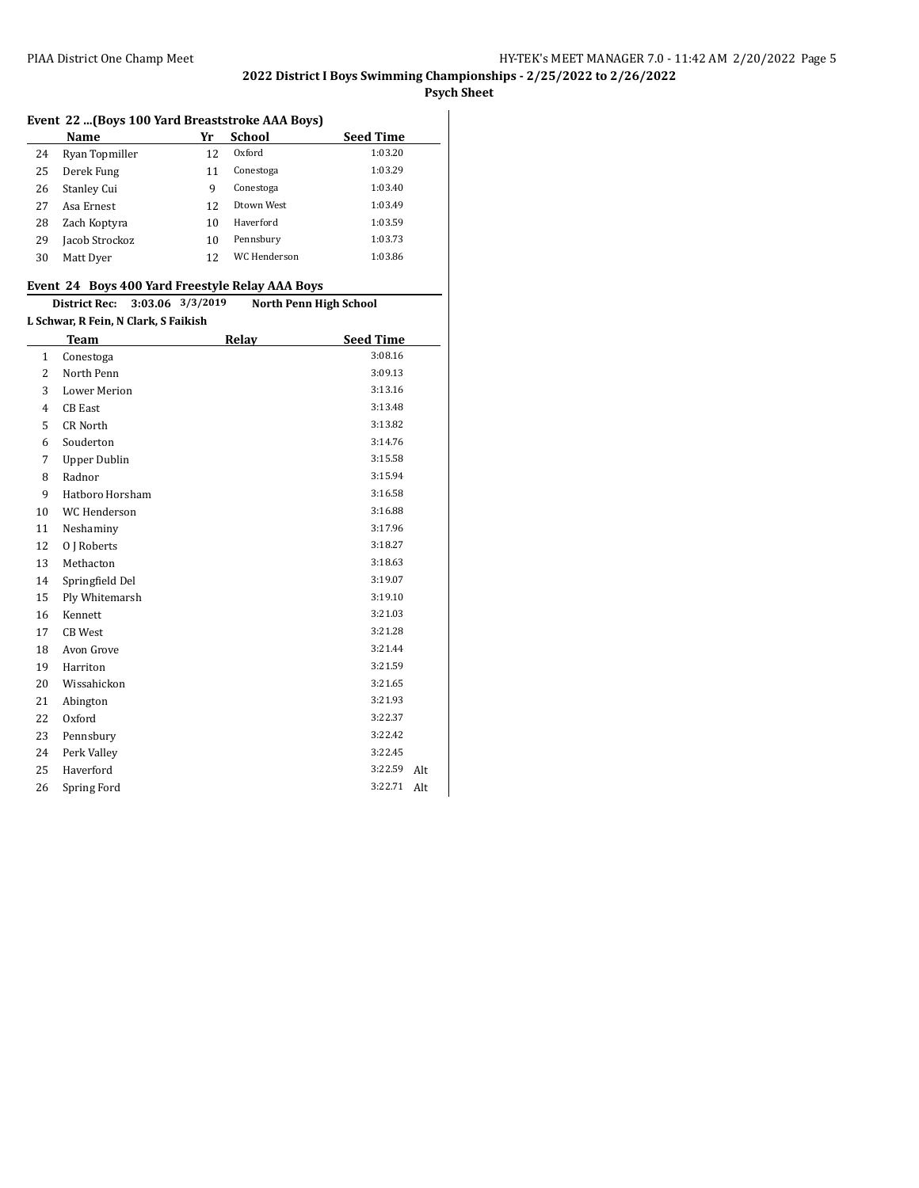2022 District I Boys Swimming Championships - 2/25/2022 to 2/26/2022

**Psych Sheet**

### Event 22 ...(Boys 100 Yard Breaststroke AAA Boys)

| | Name | Yr | School | Seed Time |
|---|---|---|---|---|
| 24 | Ryan Topmiller | 12 | Oxford | 1:03.20 |
| 25 | Derek Fung | 11 | Conestoga | 1:03.29 |
| 26 | Stanley Cui | 9 | Conestoga | 1:03.40 |
| 27 | Asa Ernest | 12 | Dtown West | 1:03.49 |
| 28 | Zach Koptyra | 10 | Haverford | 1:03.59 |
| 29 | Jacob Strockoz | 10 | Pennsbury | 1:03.73 |
| 30 | Matt Dyer | 12 | WC Henderson | 1:03.86 |

### Event 24 Boys 400 Yard Freestyle Relay AAA Boys

**District Rec: 3:03.06 3/3/2019 North Penn High School**

**L Schwar, R Fein, N Clark, S Faikish**

| | Team | Relay | Seed Time | |
|---|---|---|---|---|
| 1 | Conestoga | | 3:08.16 | |
| 2 | North Penn | | 3:09.13 | |
| 3 | Lower Merion | | 3:13.16 | |
| 4 | CB East | | 3:13.48 | |
| 5 | CR North | | 3:13.82 | |
| 6 | Souderton | | 3:14.76 | |
| 7 | Upper Dublin | | 3:15.58 | |
| 8 | Radnor | | 3:15.94 | |
| 9 | Hatboro Horsham | | 3:16.58 | |
| 10 | WC Henderson | | 3:16.88 | |
| 11 | Neshaminy | | 3:17.96 | |
| 12 | O J Roberts | | 3:18.27 | |
| 13 | Methacton | | 3:18.63 | |
| 14 | Springfield Del | | 3:19.07 | |
| 15 | Ply Whitemarsh | | 3:19.10 | |
| 16 | Kennett | | 3:21.03 | |
| 17 | CB West | | 3:21.28 | |
| 18 | Avon Grove | | 3:21.44 | |
| 19 | Harriton | | 3:21.59 | |
| 20 | Wissahickon | | 3:21.65 | |
| 21 | Abington | | 3:21.93 | |
| 22 | Oxford | | 3:22.37 | |
| 23 | Pennsbury | | 3:22.42 | |
| 24 | Perk Valley | | 3:22.45 | |
| 25 | Haverford | | 3:22.59 | Alt |
| 26 | Spring Ford | | 3:22.71 | Alt |